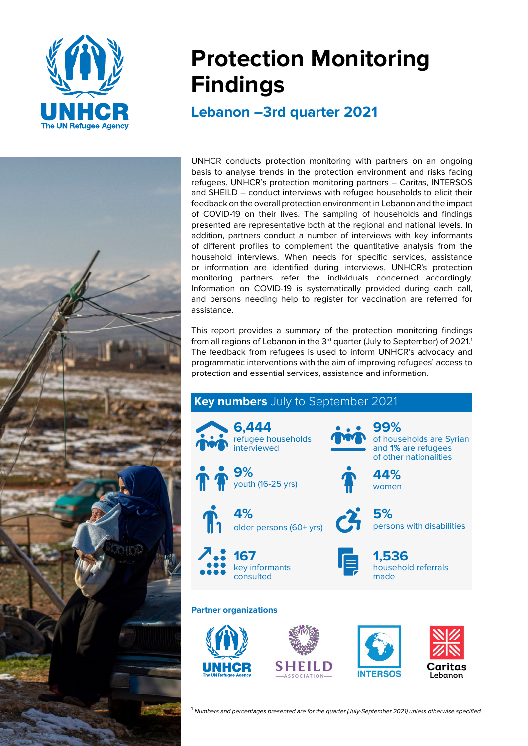# Protection Monitoring Findings

## Lebanon –3rd quarter 2021

UNHCR conducts protection monitoring with partners on an ongoing basis to analyse trends in the protection environment and risks facing refugees. UNHCR's protection monitoring partners – Caritas, INTERSOS and SHEILD – conduct interviews with refugee households to elicit their feedback on the overall protection environment in Lebanon and the impact of COVID-19 on their lives. The sampling of households and findings presented are representative both at the regional and national levels. In addition, partners conduct a number of interviews with key informants of different profiles to complement the quantitative analysis from the household interviews. When needs for specific services, assistance or information are identified during interviews, UNHCR's protection monitoring partners refer the individuals concerned accordingly. Information on COVID-19 is systematically provided during each call, and persons needing help to register for vaccination are referred for assistance.

This report provides a summary of the protection monitoring findings from all regions of Lebanon in the 3rd quarter (July to September) of 2021.[1] The feedback from refugees is used to inform UNHCR's advocacy and programmatic interventions with the aim of improving refugees' access to protection and essential services, assistance and information.

### Key numbers July to September 2021

- **6,444** refugee households interviewed
- **99%** of households are Syrian and **1%** are refugees of other nationalities
- **9%** youth (16-25 yrs)
- **44%** women
- **4%** older persons (60+ yrs)
- **5%** persons with disabilities
- **167** key informants consulted
- **1,536** household referrals made

**Partner organizations**

UNHCR The UN Refugee Agency · SHEILD Association · INTERSOS · Caritas Lebanon

[1] *Numbers and percentages presented are for the quarter (July-September 2021) unless otherwise specified.*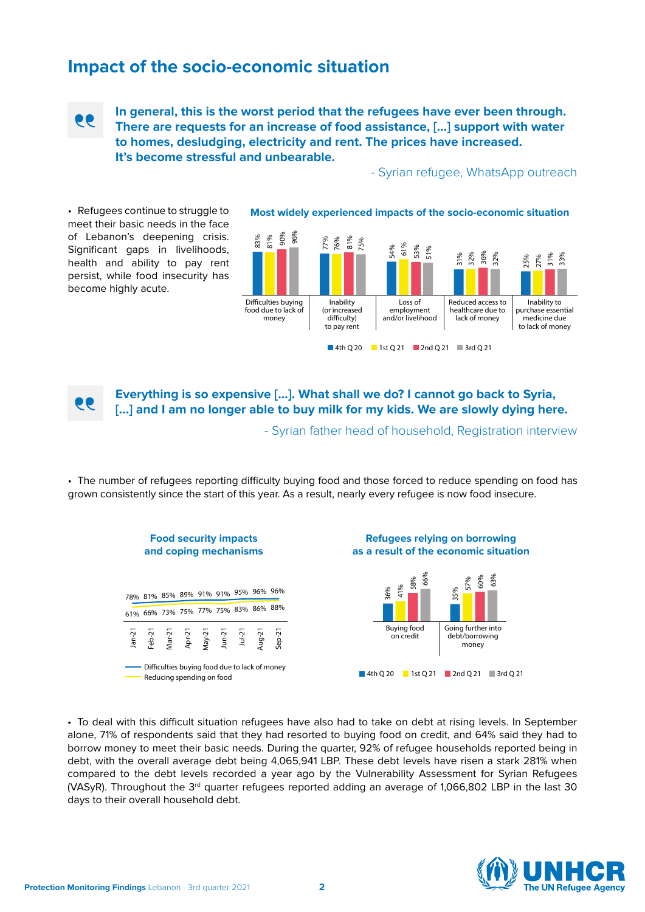## Impact of the socio-economic situation

> **In general, this is the worst period that the refugees have ever been through. There are requests for an increase of food assistance, [...] support with water to homes, desludging, electricity and rent. The prices have increased. It's become stressful and unbearable.**
>
> - Syrian refugee, WhatsApp outreach

- Refugees continue to struggle to meet their basic needs in the face of Lebanon's deepening crisis. Significant gaps in livelihoods, health and ability to pay rent persist, while food insecurity has become highly acute.

**Most widely experienced impacts of the socio-economic situation**

| | 4th Q 20 | 1st Q 21 | 2nd Q 21 | 3rd Q 21 |
|---|---|---|---|---|
| Difficulties buying food due to lack of money | 83% | 81% | 90% | 96% |
| Inability (or increased difficulty) to pay rent | 77% | 76% | 81% | 75% |
| Loss of employment and/or livelihood | 54% | 61% | 53% | 51% |
| Reduced access to healthcare due to lack of money | 31% | 32% | 36% | 32% |
| Inability to purchase essential medicine due to lack of money | 25% | 27% | 31% | 33% |

> **Everything is so expensive [...]. What shall we do? I cannot go back to Syria, [...] and I am no longer able to buy milk for my kids. We are slowly dying here.**
>
> - Syrian father head of household, Registration interview

- The number of refugees reporting difficulty buying food and those forced to reduce spending on food has grown consistently since the start of this year. As a result, nearly every refugee is now food insecure.

**Food security impacts and coping mechanisms**

| | Jan-21 | Feb-21 | Mar-21 | Apr-21 | May-21 | Jun-21 | Jul-21 | Aug-21 | Sep-21 |
|---|---|---|---|---|---|---|---|---|---|
| Difficulties buying food due to lack of money | 78% | 81% | 85% | 89% | 91% | 91% | 95% | 96% | 96% |
| Reducing spending on food | 61% | 66% | 73% | 75% | 77% | 75% | 83% | 86% | 88% |

**Refugees relying on borrowing as a result of the economic situation**

| | 4th Q 20 | 1st Q 21 | 2nd Q 21 | 3rd Q 21 |
|---|---|---|---|---|
| Buying food on credit | 36% | 41% | 58% | 66% |
| Going further into debt/borrowing money | 35% | 57% | 60% | 63% |

- To deal with this difficult situation refugees have also had to take on debt at rising levels. In September alone, 71% of respondents said that they had resorted to buying food on credit, and 64% said they had to borrow money to meet their basic needs. During the quarter, 92% of refugee households reported being in debt, with the overall average debt being 4,065,941 LBP. These debt levels have risen a stark 281% when compared to the debt levels recorded a year ago by the Vulnerability Assessment for Syrian Refugees (VASyR). Throughout the 3rd quarter refugees reported adding an average of 1,066,802 LBP in the last 30 days to their overall household debt.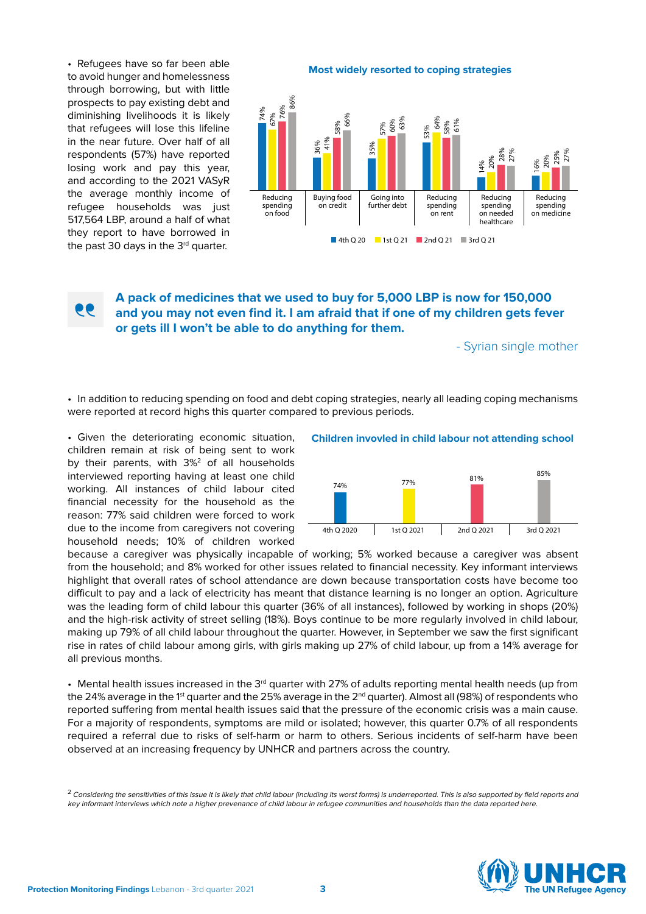- Refugees have so far been able to avoid hunger and homelessness through borrowing, but with little prospects to pay existing debt and diminishing livelihoods it is likely that refugees will lose this lifeline in the near future. Over half of all respondents (57%) have reported losing work and pay this year, and according to the 2021 VASyR the average monthly income of refugee households was just 517,564 LBP, around a half of what they report to have borrowed in the past 30 days in the 3rd quarter.

**Most widely resorted to coping strategies**

| | 4th Q 20 | 1st Q 21 | 2nd Q 21 | 3rd Q 21 |
|---|---|---|---|---|
| Reducing spending on food | 74% | 67% | 76% | 86% |
| Buying food on credit | 36% | 41% | 58% | 66% |
| Going into further debt | 35% | 57% | 60% | 63% |
| Reducing spending on rent | 53% | 64% | 58% | 61% |
| Reducing spending on needed healthcare | 14% | 20% | 28% | 27% |
| Reducing spending on medicine | 16% | 20% | 25% | 27% |

> **A pack of medicines that we used to buy for 5,000 LBP is now for 150,000 and you may not even find it. I am afraid that if one of my children gets fever or gets ill I won't be able to do anything for them.**
>
> \- Syrian single mother

- In addition to reducing spending on food and debt coping strategies, nearly all leading coping mechanisms were reported at record highs this quarter compared to previous periods.

- Given the deteriorating economic situation, children remain at risk of being sent to work by their parents, with 3%[2] of all households interviewed reporting having at least one child working. All instances of child labour cited financial necessity for the household as the reason: 77% said children were forced to work due to the income from caregivers not covering household needs; 10% of children worked because a caregiver was physically incapable of working; 5% worked because a caregiver was absent from the household; and 8% worked for other issues related to financial necessity. Key informant interviews highlight that overall rates of school attendance are down because transportation costs have become too difficult to pay and a lack of electricity has meant that distance learning is no longer an option. Agriculture was the leading form of child labour this quarter (36% of all instances), followed by working in shops (20%) and the high-risk activity of street selling (18%). Boys continue to be more regularly involved in child labour, making up 79% of all child labour throughout the quarter. However, in September we saw the first significant rise in rates of child labour among girls, with girls making up 27% of child labour, up from a 14% average for all previous months.

**Children invovled in child labour not attending school**

| 4th Q 2020 | 1st Q 2021 | 2nd Q 2021 | 3rd Q 2021 |
|---|---|---|---|
| 74% | 77% | 81% | 85% |

- Mental health issues increased in the 3rd quarter with 27% of adults reporting mental health needs (up from the 24% average in the 1st quarter and the 25% average in the 2nd quarter). Almost all (98%) of respondents who reported suffering from mental health issues said that the pressure of the economic crisis was a main cause. For a majority of respondents, symptoms are mild or isolated; however, this quarter 0.7% of all respondents required a referral due to risks of self-harm or harm to others. Serious incidents of self-harm have been observed at an increasing frequency by UNHCR and partners across the country.

[2] *Considering the sensitivities of this issue it is likely that child labour (including its worst forms) is underreported. This is also supported by field reports and key informant interviews which note a higher prevenance of child labour in refugee communities and households than the data reported here.*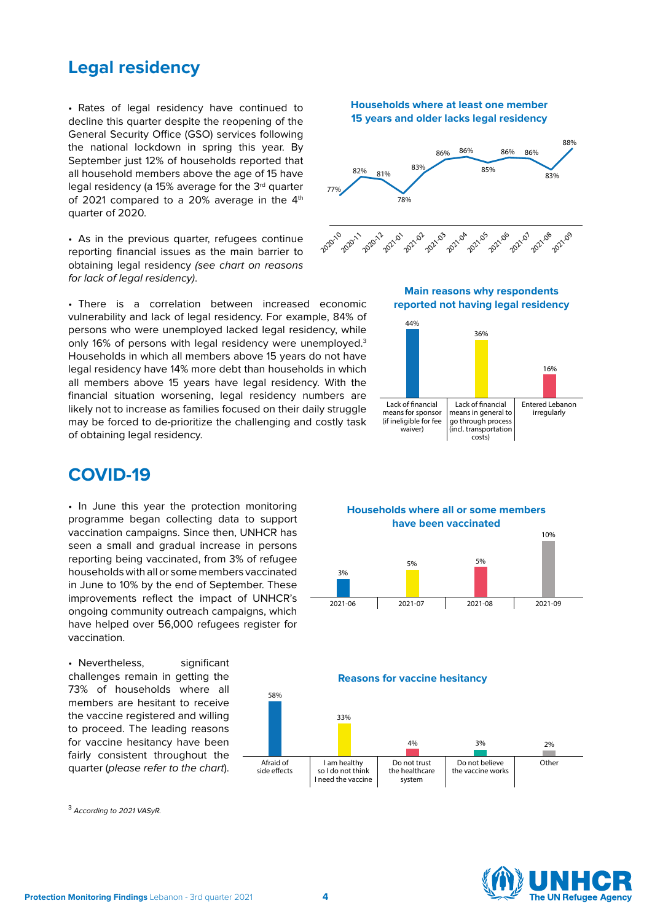## Legal residency

- Rates of legal residency have continued to decline this quarter despite the reopening of the General Security Office (GSO) services following the national lockdown in spring this year. By September just 12% of households reported that all household members above the age of 15 have legal residency (a 15% average for the 3rd quarter of 2021 compared to a 20% average in the 4th quarter of 2020.

- As in the previous quarter, refugees continue reporting financial issues as the main barrier to obtaining legal residency *(see chart on reasons for lack of legal residency).*

- There is a correlation between increased economic vulnerability and lack of legal residency. For example, 84% of persons who were unemployed lacked legal residency, while only 16% of persons with legal residency were unemployed.[3] Households in which all members above 15 years do not have legal residency have 14% more debt than households in which all members above 15 years have legal residency. With the financial situation worsening, legal residency numbers are likely not to increase as families focused on their daily struggle may be forced to de-prioritize the challenging and costly task of obtaining legal residency.

**Households where at least one member 15 years and older lacks legal residency**

| Month | % |
|---|---|
| 2020-10 | 77% |
| 2020-11 | 82% |
| 2020-12 | 81% |
| 2021-01 | 78% |
| 2021-02 | 83% |
| 2021-03 | 86% |
| 2021-04 | 86% |
| 2021-05 | 85% |
| 2021-06 | 86% |
| 2021-07 | 86% |
| 2021-08 | 83% |
| 2021-09 | 88% |

**Main reasons why respondents reported not having legal residency**

| Reason | % |
|---|---|
| Lack of financial means for sponsor (if ineligible for fee waiver) | 44% |
| Lack of financial means in general to go through process (incl. transportation costs) | 36% |
| Entered Lebanon irregularly | 16% |

## COVID-19

- In June this year the protection monitoring programme began collecting data to support vaccination campaigns. Since then, UNHCR has seen a small and gradual increase in persons reporting being vaccinated, from 3% of refugee households with all or some members vaccinated in June to 10% by the end of September. These improvements reflect the impact of UNHCR's ongoing community outreach campaigns, which have helped over 56,000 refugees register for vaccination.

- Nevertheless, significant challenges remain in getting the 73% of households where all members are hesitant to receive the vaccine registered and willing to proceed. The leading reasons for vaccine hesitancy have been fairly consistent throughout the quarter (*please refer to the chart*).

**Households where all or some members have been vaccinated**

| Month | % |
|---|---|
| 2021-06 | 3% |
| 2021-07 | 5% |
| 2021-08 | 5% |
| 2021-09 | 10% |

**Reasons for vaccine hesitancy**

| Reason | % |
|---|---|
| Afraid of side effects | 58% |
| I am healthy so I do not think I need the vaccine | 33% |
| Do not trust the healthcare system | 4% |
| Do not believe the vaccine works | 3% |
| Other | 2% |

[3] *According to 2021 VASyR.*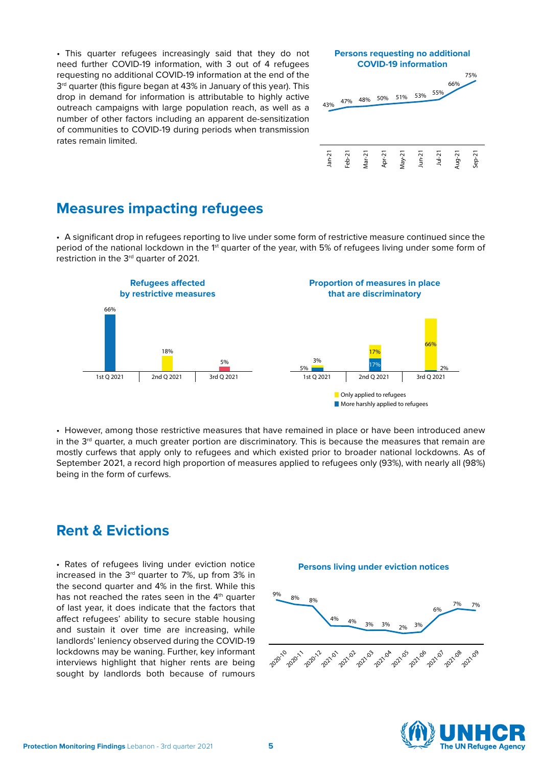• This quarter refugees increasingly said that they do not need further COVID-19 information, with 3 out of 4 refugees requesting no additional COVID-19 information at the end of the 3rd quarter (this figure began at 43% in January of this year). This drop in demand for information is attributable to highly active outreach campaigns with large population reach, as well as a number of other factors including an apparent de-sensitization of communities to COVID-19 during periods when transmission rates remain limited.

**Persons requesting no additional COVID-19 information**

| Jan-21 | Feb-21 | Mar-21 | Apr-21 | May-21 | Jun-21 | Jul-21 | Aug-21 | Sep-21 |
|---|---|---|---|---|---|---|---|---|
| 43% | 47% | 48% | 50% | 51% | 53% | 55% | 66% | 75% |

## Measures impacting refugees

• A significant drop in refugees reporting to live under some form of restrictive measure continued since the period of the national lockdown in the 1st quarter of the year, with 5% of refugees living under some form of restriction in the 3rd quarter of 2021.

**Refugees affected by restrictive measures**

| 1st Q 2021 | 2nd Q 2021 | 3rd Q 2021 |
|---|---|---|
| 66% | 18% | 5% |

**Proportion of measures in place that are discriminatory**

| | 1st Q 2021 | 2nd Q 2021 | 3rd Q 2021 |
|---|---|---|---|
| Only applied to refugees | 3% | 17% | 66% |
| More harshly applied to refugees | 5% | 17% | 2% |

• However, among those restrictive measures that have remained in place or have been introduced anew in the 3rd quarter, a much greater portion are discriminatory. This is because the measures that remain are mostly curfews that apply only to refugees and which existed prior to broader national lockdowns. As of September 2021, a record high proportion of measures applied to refugees only (93%), with nearly all (98%) being in the form of curfews.

## Rent & Evictions

• Rates of refugees living under eviction notice increased in the 3rd quarter to 7%, up from 3% in the second quarter and 4% in the first. While this has not reached the rates seen in the 4th quarter of last year, it does indicate that the factors that affect refugees' ability to secure stable housing and sustain it over time are increasing, while landlords' leniency observed during the COVID-19 lockdowns may be waning. Further, key informant interviews highlight that higher rents are being sought by landlords both because of rumours

**Persons living under eviction notices**

| 2020-10 | 2020-11 | 2020-12 | 2021-01 | 2021-02 | 2021-03 | 2021-04 | 2021-05 | 2021-06 | 2021-07 | 2021-08 | 2021-09 |
|---|---|---|---|---|---|---|---|---|---|---|---|
| 9% | 8% | 8% | 4% | 4% | 3% | 3% | 2% | 3% | 6% | 7% | 7% |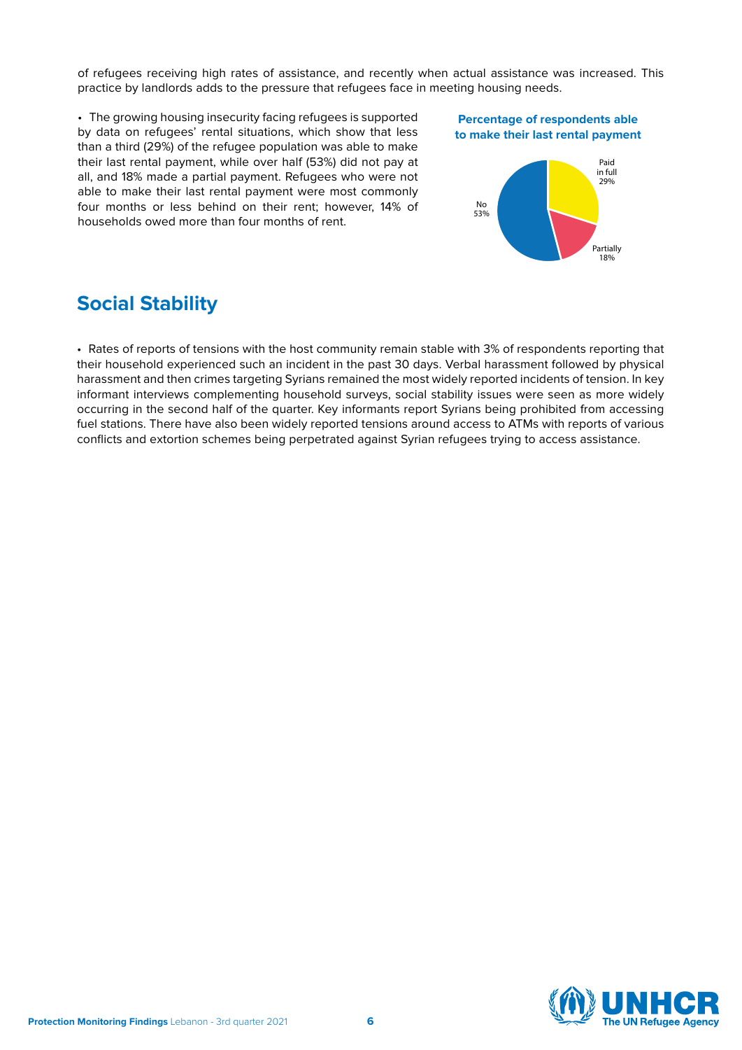of refugees receiving high rates of assistance, and recently when actual assistance was increased. This practice by landlords adds to the pressure that refugees face in meeting housing needs.

- The growing housing insecurity facing refugees is supported by data on refugees' rental situations, which show that less than a third (29%) of the refugee population was able to make their last rental payment, while over half (53%) did not pay at all, and 18% made a partial payment. Refugees who were not able to make their last rental payment were most commonly four months or less behind on their rent; however, 14% of households owed more than four months of rent.

**Percentage of respondents able to make their last rental payment**

Paid in full 29%

Partially 18%

No 53%

## Social Stability

- Rates of reports of tensions with the host community remain stable with 3% of respondents reporting that their household experienced such an incident in the past 30 days. Verbal harassment followed by physical harassment and then crimes targeting Syrians remained the most widely reported incidents of tension. In key informant interviews complementing household surveys, social stability issues were seen as more widely occurring in the second half of the quarter. Key informants report Syrians being prohibited from accessing fuel stations. There have also been widely reported tensions around access to ATMs with reports of various conflicts and extortion schemes being perpetrated against Syrian refugees trying to access assistance.